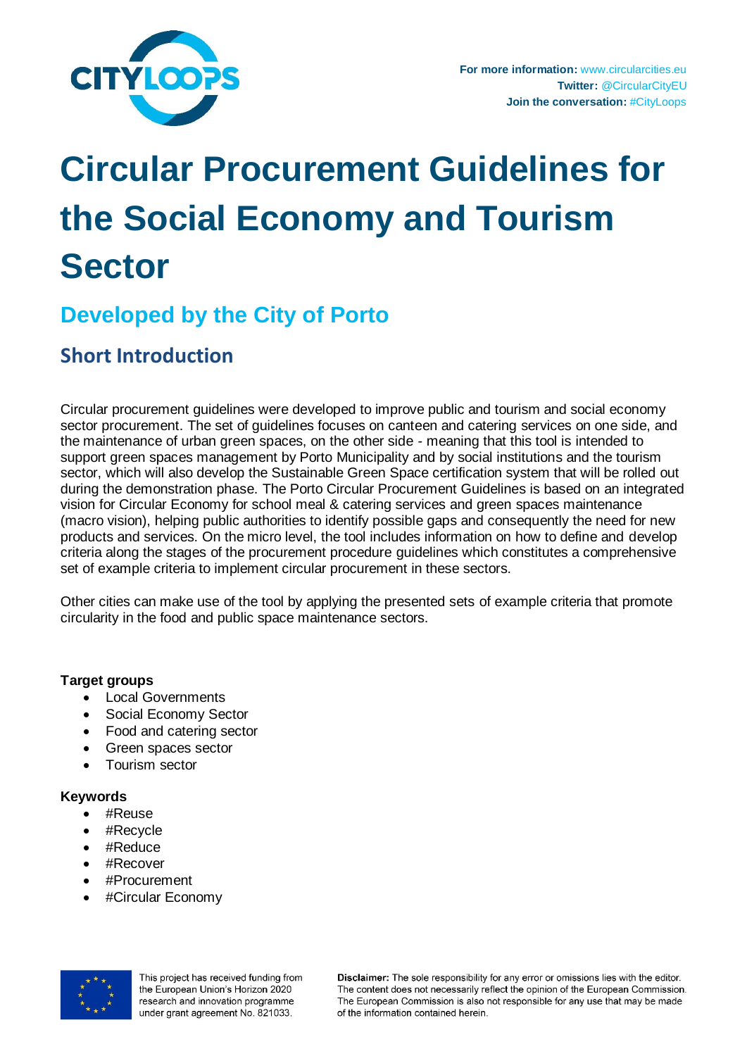For more information: www.circularcities.eu
Twitter: @CircularCityEU
Join the conversation: #CityLoops

# Circular Procurement Guidelines for the Social Economy and Tourism Sector

## Developed by the City of Porto

### Short Introduction

Circular procurement guidelines were developed to improve public and tourism and social economy sector procurement. The set of guidelines focuses on canteen and catering services on one side, and the maintenance of urban green spaces, on the other side - meaning that this tool is intended to support green spaces management by Porto Municipality and by social institutions and the tourism sector, which will also develop the Sustainable Green Space certification system that will be rolled out during the demonstration phase. The Porto Circular Procurement Guidelines is based on an integrated vision for Circular Economy for school meal & catering services and green spaces maintenance (macro vision), helping public authorities to identify possible gaps and consequently the need for new products and services. On the micro level, the tool includes information on how to define and develop criteria along the stages of the procurement procedure guidelines which constitutes a comprehensive set of example criteria to implement circular procurement in these sectors.

Other cities can make use of the tool by applying the presented sets of example criteria that promote circularity in the food and public space maintenance sectors.

**Target groups**

- Local Governments
- Social Economy Sector
- Food and catering sector
- Green spaces sector
- Tourism sector

**Keywords**

- #Reuse
- #Recycle
- #Reduce
- #Recover
- #Procurement
- #Circular Economy

This project has received funding from the European Union's Horizon 2020 research and innovation programme under grant agreement No. 821033.

**Disclaimer:** The sole responsibility for any error or omissions lies with the editor. The content does not necessarily reflect the opinion of the European Commission. The European Commission is also not responsible for any use that may be made of the information contained herein.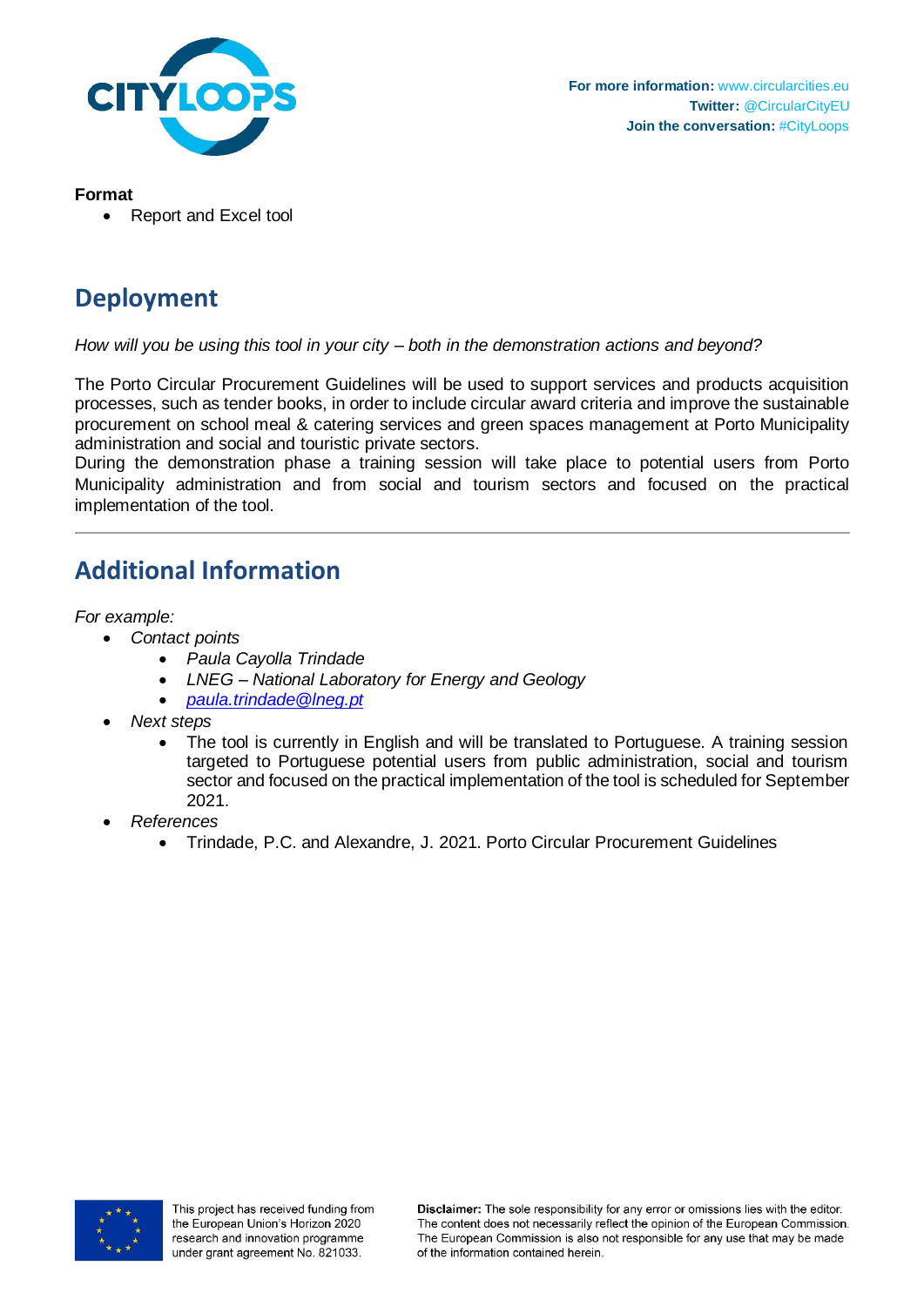**Format**

- Report and Excel tool

## Deployment

*How will you be using this tool in your city – both in the demonstration actions and beyond?*

The Porto Circular Procurement Guidelines will be used to support services and products acquisition processes, such as tender books, in order to include circular award criteria and improve the sustainable procurement on school meal & catering services and green spaces management at Porto Municipality administration and social and touristic private sectors.
During the demonstration phase a training session will take place to potential users from Porto Municipality administration and from social and tourism sectors and focused on the practical implementation of the tool.

---

## Additional Information

*For example:*

- *Contact points*
    - *Paula Cayolla Trindade*
    - *LNEG – National Laboratory for Energy and Geology*
    - *paula.trindade@lneg.pt*
- *Next steps*
    - The tool is currently in English and will be translated to Portuguese. A training session targeted to Portuguese potential users from public administration, social and tourism sector and focused on the practical implementation of the tool is scheduled for September 2021.
- *References*
    - Trindade, P.C. and Alexandre, J. 2021. Porto Circular Procurement Guidelines

This project has received funding from the European Union's Horizon 2020 research and innovation programme under grant agreement No. 821033.

**Disclaimer:** The sole responsibility for any error or omissions lies with the editor. The content does not necessarily reflect the opinion of the European Commission. The European Commission is also not responsible for any use that may be made of the information contained herein.